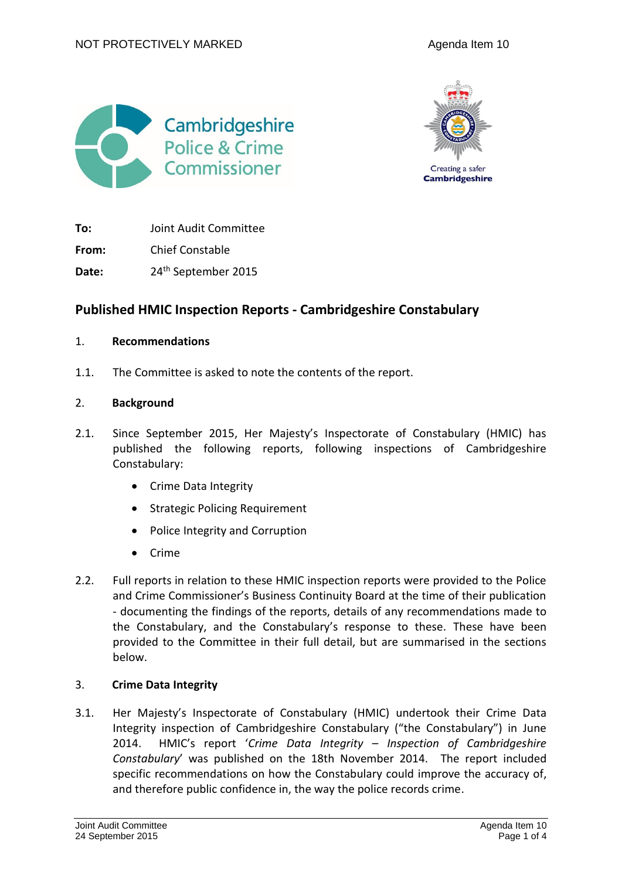NOT PROTECTIVELY MARKED

Agenda Item 10

| | |
|---|---|
| **To:** | Joint Audit Committee |
| **From:** | Chief Constable |
| **Date:** | 24th September 2015 |

## Published HMIC Inspection Reports - Cambridgeshire Constabulary

### 1. Recommendations

1.1. The Committee is asked to note the contents of the report.

### 2. Background

2.1. Since September 2015, Her Majesty's Inspectorate of Constabulary (HMIC) has published the following reports, following inspections of Cambridgeshire Constabulary:

- Crime Data Integrity
- Strategic Policing Requirement
- Police Integrity and Corruption
- Crime

2.2. Full reports in relation to these HMIC inspection reports were provided to the Police and Crime Commissioner's Business Continuity Board at the time of their publication - documenting the findings of the reports, details of any recommendations made to the Constabulary, and the Constabulary's response to these. These have been provided to the Committee in their full detail, but are summarised in the sections below.

### 3. Crime Data Integrity

3.1. Her Majesty's Inspectorate of Constabulary (HMIC) undertook their Crime Data Integrity inspection of Cambridgeshire Constabulary ("the Constabulary") in June 2014. HMIC's report '*Crime Data Integrity – Inspection of Cambridgeshire Constabulary*' was published on the 18th November 2014. The report included specific recommendations on how the Constabulary could improve the accuracy of, and therefore public confidence in, the way the police records crime.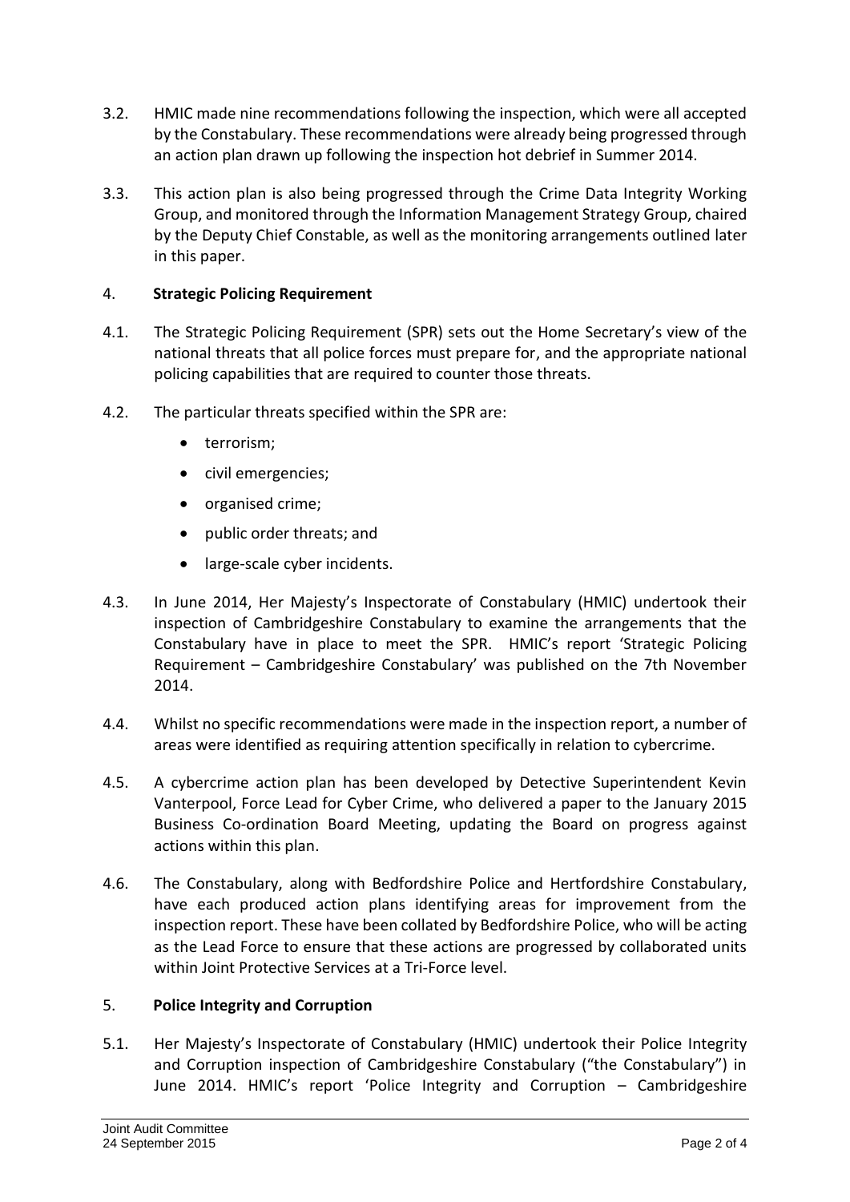3.2. HMIC made nine recommendations following the inspection, which were all accepted by the Constabulary. These recommendations were already being progressed through an action plan drawn up following the inspection hot debrief in Summer 2014.

3.3. This action plan is also being progressed through the Crime Data Integrity Working Group, and monitored through the Information Management Strategy Group, chaired by the Deputy Chief Constable, as well as the monitoring arrangements outlined later in this paper.

## 4. Strategic Policing Requirement

4.1. The Strategic Policing Requirement (SPR) sets out the Home Secretary's view of the national threats that all police forces must prepare for, and the appropriate national policing capabilities that are required to counter those threats.

4.2. The particular threats specified within the SPR are:

- terrorism;
- civil emergencies;
- organised crime;
- public order threats; and
- large-scale cyber incidents.

4.3. In June 2014, Her Majesty's Inspectorate of Constabulary (HMIC) undertook their inspection of Cambridgeshire Constabulary to examine the arrangements that the Constabulary have in place to meet the SPR. HMIC's report 'Strategic Policing Requirement – Cambridgeshire Constabulary' was published on the 7th November 2014.

4.4. Whilst no specific recommendations were made in the inspection report, a number of areas were identified as requiring attention specifically in relation to cybercrime.

4.5. A cybercrime action plan has been developed by Detective Superintendent Kevin Vanterpool, Force Lead for Cyber Crime, who delivered a paper to the January 2015 Business Co-ordination Board Meeting, updating the Board on progress against actions within this plan.

4.6. The Constabulary, along with Bedfordshire Police and Hertfordshire Constabulary, have each produced action plans identifying areas for improvement from the inspection report. These have been collated by Bedfordshire Police, who will be acting as the Lead Force to ensure that these actions are progressed by collaborated units within Joint Protective Services at a Tri-Force level.

## 5. Police Integrity and Corruption

5.1. Her Majesty's Inspectorate of Constabulary (HMIC) undertook their Police Integrity and Corruption inspection of Cambridgeshire Constabulary ("the Constabulary") in June 2014. HMIC's report 'Police Integrity and Corruption – Cambridgeshire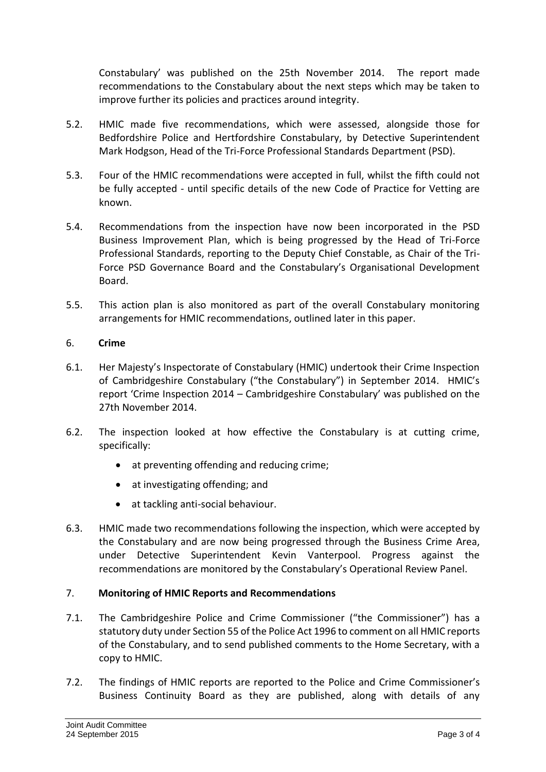Constabulary' was published on the 25th November 2014. The report made recommendations to the Constabulary about the next steps which may be taken to improve further its policies and practices around integrity.

5.2. HMIC made five recommendations, which were assessed, alongside those for Bedfordshire Police and Hertfordshire Constabulary, by Detective Superintendent Mark Hodgson, Head of the Tri-Force Professional Standards Department (PSD).

5.3. Four of the HMIC recommendations were accepted in full, whilst the fifth could not be fully accepted - until specific details of the new Code of Practice for Vetting are known.

5.4. Recommendations from the inspection have now been incorporated in the PSD Business Improvement Plan, which is being progressed by the Head of Tri-Force Professional Standards, reporting to the Deputy Chief Constable, as Chair of the Tri-Force PSD Governance Board and the Constabulary's Organisational Development Board.

5.5. This action plan is also monitored as part of the overall Constabulary monitoring arrangements for HMIC recommendations, outlined later in this paper.

## 6. Crime

6.1. Her Majesty's Inspectorate of Constabulary (HMIC) undertook their Crime Inspection of Cambridgeshire Constabulary ("the Constabulary") in September 2014. HMIC's report 'Crime Inspection 2014 – Cambridgeshire Constabulary' was published on the 27th November 2014.

6.2. The inspection looked at how effective the Constabulary is at cutting crime, specifically:

- at preventing offending and reducing crime;
- at investigating offending; and
- at tackling anti-social behaviour.

6.3. HMIC made two recommendations following the inspection, which were accepted by the Constabulary and are now being progressed through the Business Crime Area, under Detective Superintendent Kevin Vanterpool. Progress against the recommendations are monitored by the Constabulary's Operational Review Panel.

## 7. Monitoring of HMIC Reports and Recommendations

7.1. The Cambridgeshire Police and Crime Commissioner ("the Commissioner") has a statutory duty under Section 55 of the Police Act 1996 to comment on all HMIC reports of the Constabulary, and to send published comments to the Home Secretary, with a copy to HMIC.

7.2. The findings of HMIC reports are reported to the Police and Crime Commissioner's Business Continuity Board as they are published, along with details of any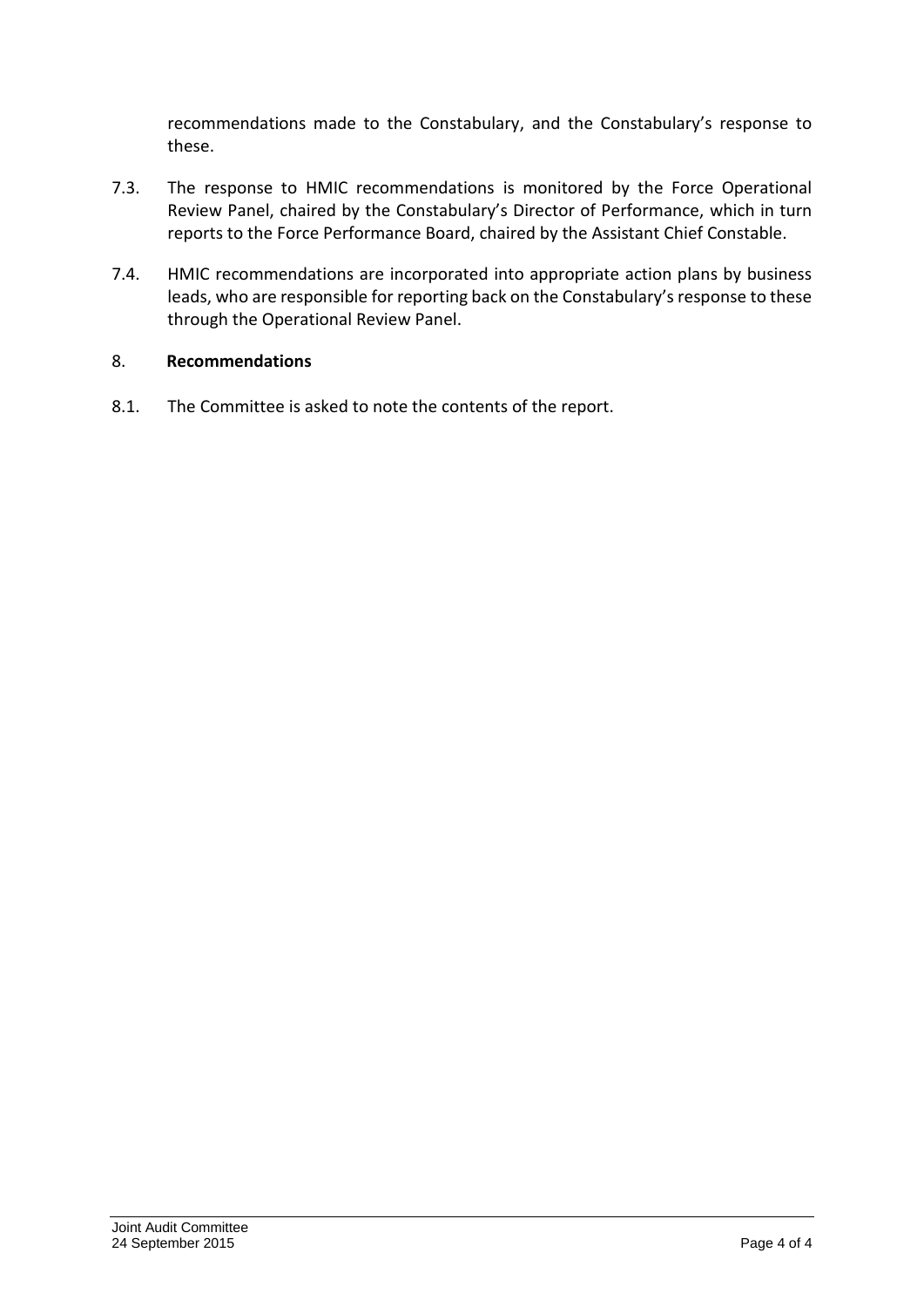recommendations made to the Constabulary, and the Constabulary's response to these.

7.3. The response to HMIC recommendations is monitored by the Force Operational Review Panel, chaired by the Constabulary's Director of Performance, which in turn reports to the Force Performance Board, chaired by the Assistant Chief Constable.

7.4. HMIC recommendations are incorporated into appropriate action plans by business leads, who are responsible for reporting back on the Constabulary's response to these through the Operational Review Panel.

## 8. **Recommendations**

8.1. The Committee is asked to note the contents of the report.